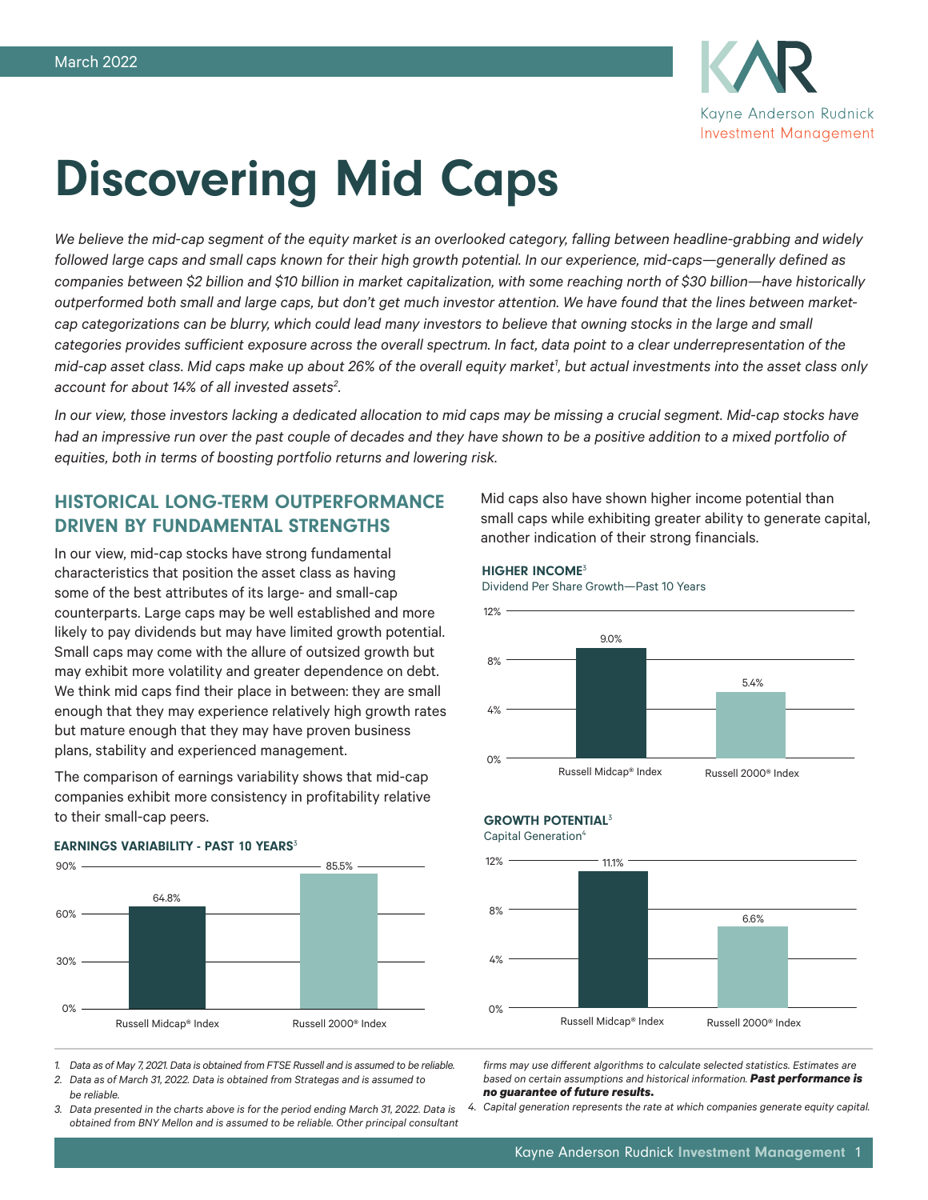March 2022

# Discovering Mid Caps

*We believe the mid-cap segment of the equity market is an overlooked category, falling between headline-grabbing and widely followed large caps and small caps known for their high growth potential. In our experience, mid-caps—generally defined as companies between $2 billion and $10 billion in market capitalization, with some reaching north of $30 billion—have historically outperformed both small and large caps, but don't get much investor attention. We have found that the lines between market-cap categorizations can be blurry, which could lead many investors to believe that owning stocks in the large and small categories provides sufficient exposure across the overall spectrum. In fact, data point to a clear underrepresentation of the mid-cap asset class. Mid caps make up about 26% of the overall equity market[1], but actual investments into the asset class only account for about 14% of all invested assets[2].*

*In our view, those investors lacking a dedicated allocation to mid caps may be missing a crucial segment. Mid-cap stocks have had an impressive run over the past couple of decades and they have shown to be a positive addition to a mixed portfolio of equities, both in terms of boosting portfolio returns and lowering risk.*

## HISTORICAL LONG-TERM OUTPERFORMANCE DRIVEN BY FUNDAMENTAL STRENGTHS

In our view, mid-cap stocks have strong fundamental characteristics that position the asset class as having some of the best attributes of its large- and small-cap counterparts. Large caps may be well established and more likely to pay dividends but may have limited growth potential. Small caps may come with the allure of outsized growth but may exhibit more volatility and greater dependence on debt. We think mid caps find their place in between: they are small enough that they may experience relatively high growth rates but mature enough that they may have proven business plans, stability and experienced management.

The comparison of earnings variability shows that mid-cap companies exhibit more consistency in profitability relative to their small-cap peers.

**EARNINGS VARIABILITY - PAST 10 YEARS[3]**

| Index | Earnings Variability |
|---|---|
| Russell Midcap® Index | 64.8% |
| Russell 2000® Index | 85.5% |

Mid caps also have shown higher income potential than small caps while exhibiting greater ability to generate capital, another indication of their strong financials.

**HIGHER INCOME[3]**

Dividend Per Share Growth—Past 10 Years

| Index | Dividend Per Share Growth |
|---|---|
| Russell Midcap® Index | 9.0% |
| Russell 2000® Index | 5.4% |

**GROWTH POTENTIAL[3]**

Capital Generation[4]

| Index | Capital Generation |
|---|---|
| Russell Midcap® Index | 11.1% |
| Russell 2000® Index | 6.6% |

1. *Data as of May 7, 2021. Data is obtained from FTSE Russell and is assumed to be reliable.*
2. *Data as of March 31, 2022. Data is obtained from Strategas and is assumed to be reliable.*
3. *Data presented in the charts above is for the period ending March 31, 2022. Data is obtained from BNY Mellon and is assumed to be reliable. Other principal consultant firms may use different algorithms to calculate selected statistics. Estimates are based on certain assumptions and historical information.* ***Past performance is no guarantee of future results.***
4. *Capital generation represents the rate at which companies generate equity capital.*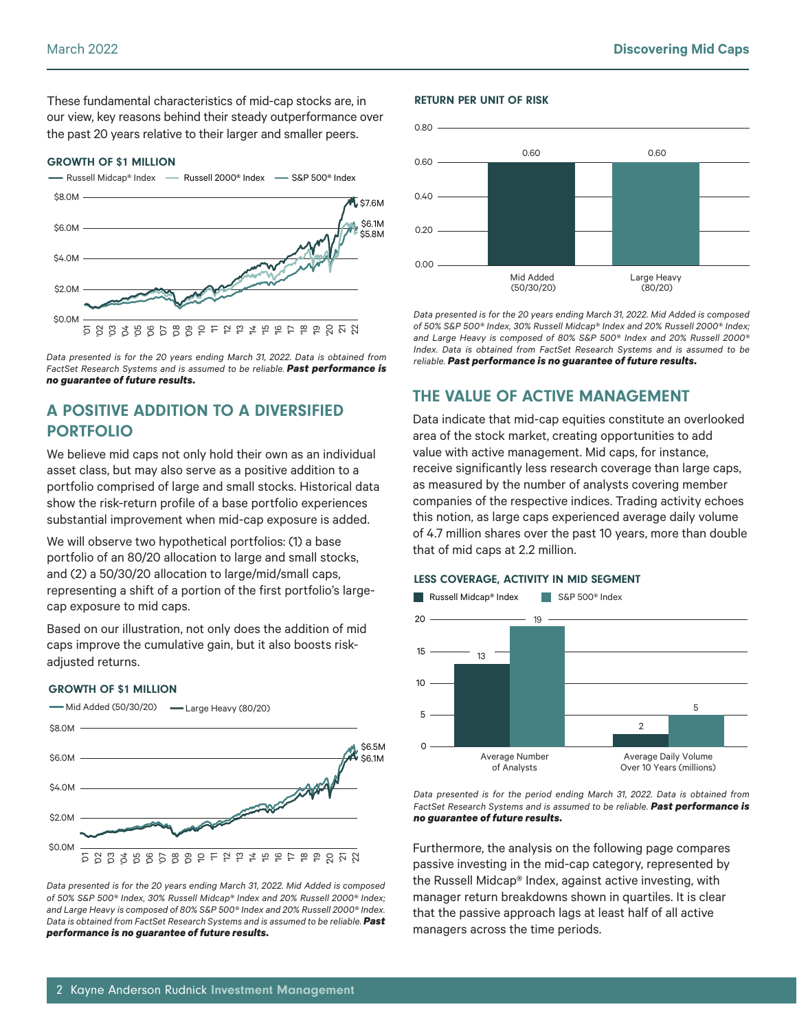These fundamental characteristics of mid-cap stocks are, in our view, key reasons behind their steady outperformance over the past 20 years relative to their larger and smaller peers.

#### GROWTH OF $1 MILLION

*Data presented is for the 20 years ending March 31, 2022. Data is obtained from FactSet Research Systems and is assumed to be reliable.* ***Past performance is no guarantee of future results.***

## A POSITIVE ADDITION TO A DIVERSIFIED PORTFOLIO

We believe mid caps not only hold their own as an individual asset class, but may also serve as a positive addition to a portfolio comprised of large and small stocks. Historical data show the risk-return profile of a base portfolio experiences substantial improvement when mid-cap exposure is added.

We will observe two hypothetical portfolios: (1) a base portfolio of an 80/20 allocation to large and small stocks, and (2) a 50/30/20 allocation to large/mid/small caps, representing a shift of a portion of the first portfolio's large-cap exposure to mid caps.

Based on our illustration, not only does the addition of mid caps improve the cumulative gain, but it also boosts risk-adjusted returns.

#### GROWTH OF $1 MILLION

*Data presented is for the 20 years ending March 31, 2022. Mid Added is composed of 50% S&P 500® Index, 30% Russell Midcap® Index and 20% Russell 2000® Index; and Large Heavy is composed of 80% S&P 500® Index and 20% Russell 2000® Index. Data is obtained from FactSet Research Systems and is assumed to be reliable.* ***Past performance is no guarantee of future results.***

#### RETURN PER UNIT OF RISK

*Data presented is for the 20 years ending March 31, 2022. Mid Added is composed of 50% S&P 500® Index, 30% Russell Midcap® Index and 20% Russell 2000® Index; and Large Heavy is composed of 80% S&P 500® Index and 20% Russell 2000® Index. Data is obtained from FactSet Research Systems and is assumed to be reliable.* ***Past performance is no guarantee of future results.***

## THE VALUE OF ACTIVE MANAGEMENT

Data indicate that mid-cap equities constitute an overlooked area of the stock market, creating opportunities to add value with active management. Mid caps, for instance, receive significantly less research coverage than large caps, as measured by the number of analysts covering member companies of the respective indices. Trading activity echoes this notion, as large caps experienced average daily volume of 4.7 million shares over the past 10 years, more than double that of mid caps at 2.2 million.

#### LESS COVERAGE, ACTIVITY IN MID SEGMENT

*Data presented is for the period ending March 31, 2022. Data is obtained from FactSet Research Systems and is assumed to be reliable.* ***Past performance is no guarantee of future results.***

Furthermore, the analysis on the following page compares passive investing in the mid-cap category, represented by the Russell Midcap® Index, against active investing, with manager return breakdowns shown in quartiles. It is clear that the passive approach lags at least half of all active managers across the time periods.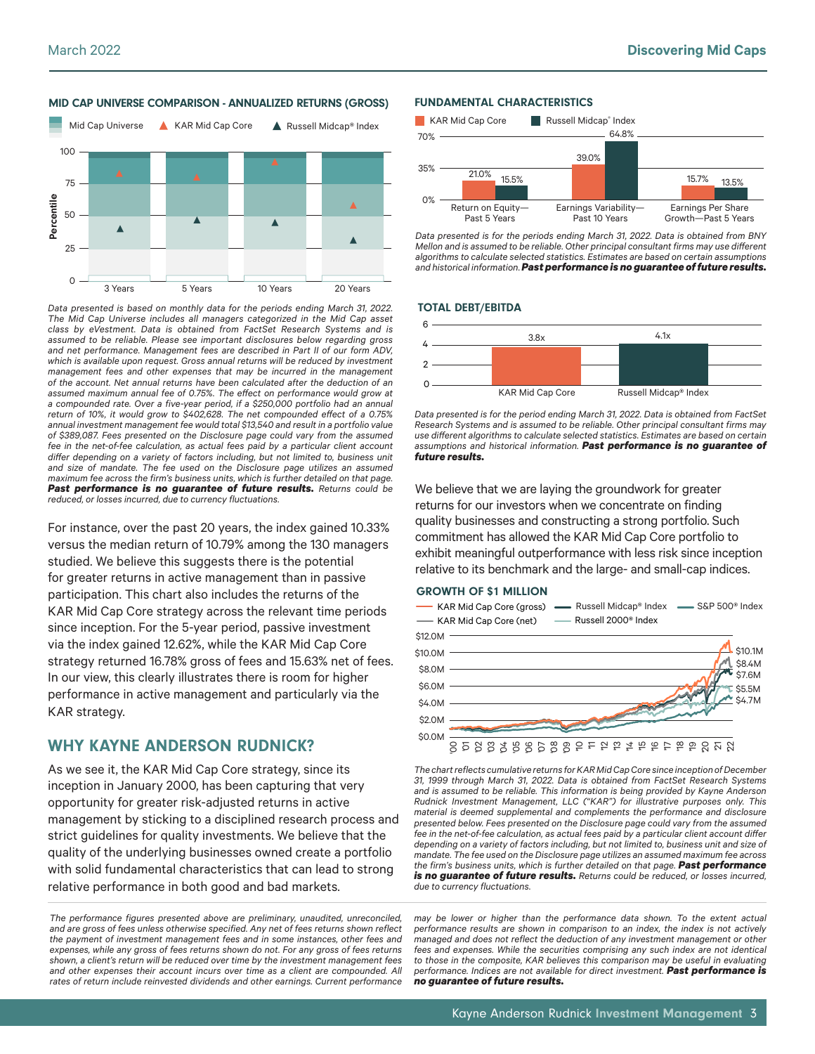### MID CAP UNIVERSE COMPARISON - ANNUALIZED RETURNS (GROSS)

*Data presented is based on monthly data for the periods ending March 31, 2022. The Mid Cap Universe includes all managers categorized in the Mid Cap asset class by eVestment. Data is obtained from FactSet Research Systems and is assumed to be reliable. Please see important disclosures below regarding gross and net performance. Management fees are described in Part II of our form ADV, which is available upon request. Gross annual returns will be reduced by investment management fees and other expenses that may be incurred in the management of the account. Net annual returns have been calculated after the deduction of an assumed maximum annual fee of 0.75%. The effect on performance would grow at a compounded rate. Over a five-year period, if a $250,000 portfolio had an annual return of 10%, it would grow to $402,628. The net compounded effect of a 0.75% annual investment management fee would total $13,540 and result in a portfolio value of $389,087. Fees presented on the Disclosure page could vary from the assumed fee in the net-of-fee calculation, as actual fees paid by a particular client account differ depending on a variety of factors including, but not limited to, business unit and size of mandate. The fee used on the Disclosure page utilizes an assumed maximum fee across the firm's business units, which is further detailed on that page.* ***Past performance is no guarantee of future results.*** *Returns could be reduced, or losses incurred, due to currency fluctuations.*

For instance, over the past 20 years, the index gained 10.33% versus the median return of 10.79% among the 130 managers studied. We believe this suggests there is the potential for greater returns in active management than in passive participation. This chart also includes the returns of the KAR Mid Cap Core strategy across the relevant time periods since inception. For the 5-year period, passive investment via the index gained 12.62%, while the KAR Mid Cap Core strategy returned 16.78% gross of fees and 15.63% net of fees. In our view, this clearly illustrates there is room for higher performance in active management and particularly via the KAR strategy.

## WHY KAYNE ANDERSON RUDNICK?

As we see it, the KAR Mid Cap Core strategy, since its inception in January 2000, has been capturing that very opportunity for greater risk-adjusted returns in active management by sticking to a disciplined research process and strict guidelines for quality investments. We believe that the quality of the underlying businesses owned create a portfolio with solid fundamental characteristics that can lead to strong relative performance in both good and bad markets.

### FUNDAMENTAL CHARACTERISTICS

| | KAR Mid Cap Core | Russell Midcap® Index |
|---|---|---|
| Return on Equity—Past 5 Years | 21.0% | 15.5% |
| Earnings Variability—Past 10 Years | 39.0% | 64.8% |
| Earnings Per Share Growth—Past 5 Years | 15.7% | 13.5% |

*Data presented is for the periods ending March 31, 2022. Data is obtained from BNY Mellon and is assumed to be reliable. Other principal consultant firms may use different algorithms to calculate selected statistics. Estimates are based on certain assumptions and historical information.* ***Past performance is no guarantee of future results.***

### TOTAL DEBT/EBITDA

| KAR Mid Cap Core | Russell Midcap® Index |
|---|---|
| 3.8x | 4.1x |

*Data presented is for the period ending March 31, 2022. Data is obtained from FactSet Research Systems and is assumed to be reliable. Other principal consultant firms may use different algorithms to calculate selected statistics. Estimates are based on certain assumptions and historical information.* ***Past performance is no guarantee of future results.***

We believe that we are laying the groundwork for greater returns for our investors when we concentrate on finding quality businesses and constructing a strong portfolio. Such commitment has allowed the KAR Mid Cap Core portfolio to exhibit meaningful outperformance with less risk since inception relative to its benchmark and the large- and small-cap indices.

### GROWTH OF $1 MILLION

*The chart reflects cumulative returns for KAR Mid Cap Core since inception of December 31, 1999 through March 31, 2022. Data is obtained from FactSet Research Systems and is assumed to be reliable. This information is being provided by Kayne Anderson Rudnick Investment Management, LLC ("KAR") for illustrative purposes only. This material is deemed supplemental and complements the performance and disclosure presented below. Fees presented on the Disclosure page could vary from the assumed fee in the net-of-fee calculation, as actual fees paid by a particular client account differ depending on a variety of factors including, but not limited to, business unit and size of mandate. The fee used on the Disclosure page utilizes an assumed maximum fee across the firm's business units, which is further detailed on that page.* ***Past performance is no guarantee of future results.*** *Returns could be reduced, or losses incurred, due to currency fluctuations.*

*The performance figures presented above are preliminary, unaudited, unreconciled, and are gross of fees unless otherwise specified. Any net of fees returns shown reflect the payment of investment management fees and in some instances, other fees and expenses, while any gross of fees returns shown do not. For any gross of fees returns shown, a client's return will be reduced over time by the investment management fees and other expenses their account incurs over time as a client are compounded. All rates of return include reinvested dividends and other earnings. Current performance may be lower or higher than the performance data shown. To the extent actual performance results are shown in comparison to an index, the index is not actively managed and does not reflect the deduction of any investment management or other fees and expenses. While the securities comprising any such index are not identical to those in the composite, KAR believes this comparison may be useful in evaluating performance. Indices are not available for direct investment.* ***Past performance is no guarantee of future results.***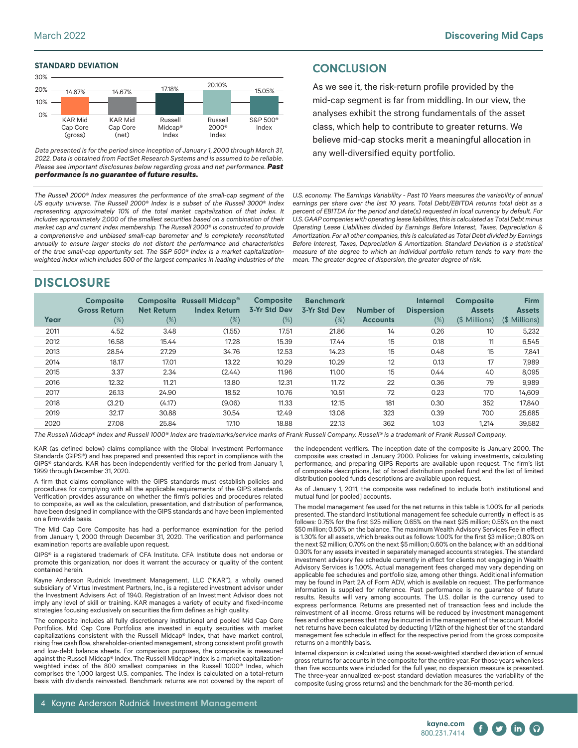### STANDARD DEVIATION

30%
20%
10%
0%

14.67% KAR Mid Cap Core (gross)
14.67% KAR Mid Cap Core (net)
17.18% Russell Midcap® Index
20.10% Russell 2000® Index
15.05% S&P 500® Index

*Data presented is for the period since inception of January 1, 2000 through March 31, 2022. Data is obtained from FactSet Research Systems and is assumed to be reliable. Please see important disclosures below regarding gross and net performance.* ***Past performance is no guarantee of future results.***

## CONCLUSION

As we see it, the risk-return profile provided by the mid-cap segment is far from middling. In our view, the analyses exhibit the strong fundamentals of the asset class, which help to contribute to greater returns. We believe mid-cap stocks merit a meaningful allocation in any well-diversified equity portfolio.

*The Russell 2000® Index measures the performance of the small-cap segment of the US equity universe. The Russell 2000® Index is a subset of the Russell 3000® Index representing approximately 10% of the total market capitalization of that index. It includes approximately 2,000 of the smallest securities based on a combination of their market cap and current index membership. The Russell 2000® is constructed to provide a comprehensive and unbiased small-cap barometer and is completely reconstituted annually to ensure larger stocks do not distort the performance and characteristics of the true small-cap opportunity set. The S&P 500® Index is a market capitalization-weighted index which includes 500 of the largest companies in leading industries of the U.S. economy. The Earnings Variability - Past 10 Years measures the variability of annual earnings per share over the last 10 years. Total Debt/EBITDA returns total debt as a percent of EBITDA for the period and date(s) requested in local currency by default. For U.S. GAAP companies with operating lease liabilities, this is calculated as Total Debt minus Operating Lease Liabilities divided by Earnings Before Interest, Taxes, Depreciation & Amortization. For all other companies, this is calculated as Total Debt divided by Earnings Before Interest, Taxes, Depreciation & Amortization. Standard Deviation is a statistical measure of the degree to which an individual portfolio return tends to vary from the mean. The greater degree of dispersion, the greater degree of risk.*

## DISCLOSURE

| Year | Composite Gross Return (%) | Composite Net Return (%) | Russell Midcap® Index Return (%) | Composite 3-Yr Std Dev (%) | Benchmark 3-Yr Std Dev (%) | Number of Accounts | Internal Dispersion (%) | Composite Assets ($ Millions) | Firm Assets ($ Millions) |
|---|---|---|---|---|---|---|---|---|---|
| 2011 | 4.52 | 3.48 | (1.55) | 17.51 | 21.86 | 14 | 0.26 | 10 | 5,232 |
| 2012 | 16.58 | 15.44 | 17.28 | 15.39 | 17.44 | 15 | 0.18 | 11 | 6,545 |
| 2013 | 28.54 | 27.29 | 34.76 | 12.53 | 14.23 | 15 | 0.48 | 15 | 7,841 |
| 2014 | 18.17 | 17.01 | 13.22 | 10.29 | 10.29 | 12 | 0.13 | 17 | 7,989 |
| 2015 | 3.37 | 2.34 | (2.44) | 11.96 | 11.00 | 15 | 0.44 | 40 | 8,095 |
| 2016 | 12.32 | 11.21 | 13.80 | 12.31 | 11.72 | 22 | 0.36 | 79 | 9,989 |
| 2017 | 26.13 | 24.90 | 18.52 | 10.76 | 10.51 | 72 | 0.23 | 170 | 14,609 |
| 2018 | (3.21) | (4.17) | (9.06) | 11.33 | 12.15 | 181 | 0.30 | 352 | 17,840 |
| 2019 | 32.17 | 30.88 | 30.54 | 12.49 | 13.08 | 323 | 0.39 | 700 | 25,685 |
| 2020 | 27.08 | 25.84 | 17.10 | 18.88 | 22.13 | 362 | 1.03 | 1,214 | 39,582 |

*The Russell Midcap® Index and Russell 1000® Index are trademarks/service marks of Frank Russell Company. Russell® is a trademark of Frank Russell Company.*

KAR (as defined below) claims compliance with the Global Investment Performance Standards (GIPS®) and has prepared and presented this report in compliance with the GIPS® standards. KAR has been independently verified for the period from January 1, 1999 through December 31, 2020.

A firm that claims compliance with the GIPS standards must establish policies and procedures for complying with all the applicable requirements of the GIPS standards. Verification provides assurance on whether the firm's policies and procedures related to composite, as well as the calculation, presentation, and distribution of performance, have been designed in compliance with the GIPS standards and have been implemented on a firm-wide basis.

The Mid Cap Core Composite has had a performance examination for the period from January 1, 2000 through December 31, 2020. The verification and performance examination reports are available upon request.

GIPS® is a registered trademark of CFA Institute. CFA Institute does not endorse or promote this organization, nor does it warrant the accuracy or quality of the content contained herein.

Kayne Anderson Rudnick Investment Management, LLC ("KAR"), a wholly owned subsidiary of Virtus Investment Partners, Inc., is a registered investment adviser under the Investment Advisers Act of 1940. Registration of an Investment Advisor does not imply any level of skill or training. KAR manages a variety of equity and fixed-income strategies focusing exclusively on securities the firm defines as high quality.

The composite includes all fully discretionary institutional and pooled Mid Cap Core Portfolios. Mid Cap Core Portfolios are invested in equity securities with market capitalizations consistent with the Russell Midcap® Index, that have market control, rising free cash flow, shareholder-oriented management, strong consistent profit growth and low-debt balance sheets. For comparison purposes, the composite is measured against the Russell Midcap® Index. The Russell Midcap® Index is a market capitalization-weighted index of the 800 smallest companies in the Russell 1000® Index, which comprises the 1,000 largest U.S. companies. The index is calculated on a total-return basis with dividends reinvested. Benchmark returns are not covered by the report of the independent verifiers. The inception date of the composite is January 2000. The composite was created in January 2000. Policies for valuing investments, calculating performance, and preparing GIPS Reports are available upon request. The firm's list of composite descriptions, list of broad distribution pooled fund and the list of limited distribution pooled funds descriptions are available upon request.

As of January 1, 2011, the composite was redefined to include both institutional and mutual fund [or pooled] accounts.

The model management fee used for the net returns in this table is 1.00% for all periods presented. The standard Institutional management fee schedule currently in effect is as follows: 0.75% for the first $25 million; 0.65% on the next $25 million; 0.55% on the next $50 million; 0.50% on the balance. The maximum Wealth Advisory Services Fee in effect is 1.30% for all assets, which breaks out as follows: 1.00% for the first $3 million; 0.80% on the next $2 million; 0.70% on the next $5 million; 0.60% on the balance; with an additional 0.30% for any assets invested in separately managed accounts strategies. The standard investment advisory fee schedule currently in effect for clients not engaging in Wealth Advisory Services is 1.00%. Actual management fees charged may vary depending on applicable fee schedules and portfolio size, among other things. Additional information may be found in Part 2A of Form ADV, which is available on request. The performance information is supplied for reference. Past performance is no guarantee of future results. Results will vary among accounts. The U.S. dollar is the currency used to express performance. Returns are presented net of transaction fees and include the reinvestment of all income. Gross returns will be reduced by investment management fees and other expenses that may be incurred in the management of the account. Model net returns have been calculated by deducting 1/12th of the highest tier of the standard management fee schedule in effect for the respective period from the gross composite returns on a monthly basis.

Internal dispersion is calculated using the asset-weighted standard deviation of annual gross returns for accounts in the composite for the entire year. For those years when less than five accounts were included for the full year, no dispersion measure is presented. The three-year annualized ex-post standard deviation measures the variability of the composite (using gross returns) and the benchmark for the 36-month period.

kayne.com
800.231.7414